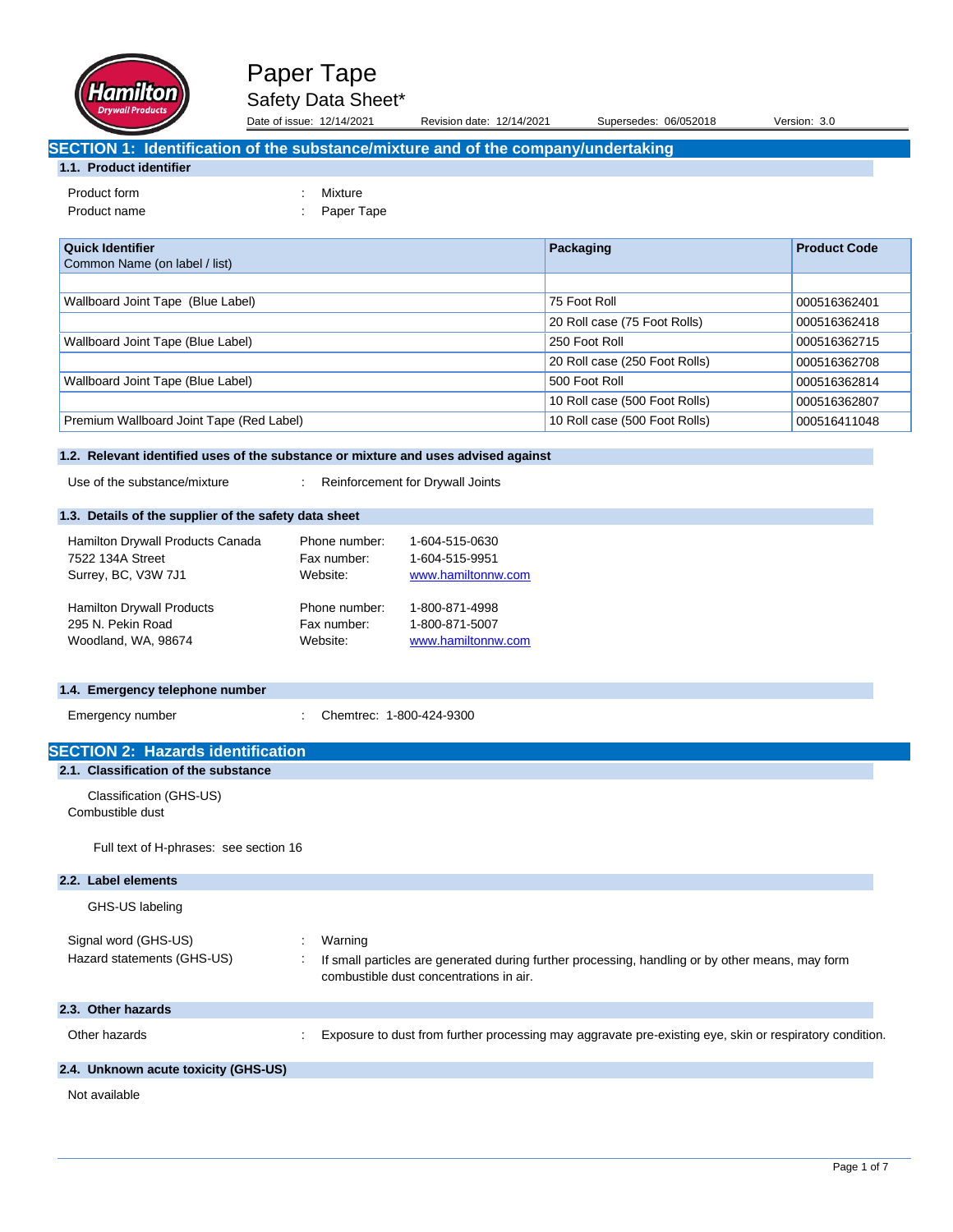# Paper Tape

## Safety Data Sheet*

Date of issue: 12/14/2021 Revision date: 12/14/2021 Supersedes: 06/052018 Version: 3.0

## SECTION 1: Identification of the substance/mixture and of the company/undertaking

### 1.1. Product identifier

Product form : Mixture

Product name : Paper Tape

| Quick Identifier<br>Common Name (on label / list) | Packaging | Product Code |
|---|---|---|
| | | |
| Wallboard Joint Tape (Blue Label) | 75 Foot Roll | 000516362401 |
| | 20 Roll case (75 Foot Rolls) | 000516362418 |
| Wallboard Joint Tape (Blue Label) | 250 Foot Roll | 000516362715 |
| | 20 Roll case (250 Foot Rolls) | 000516362708 |
| Wallboard Joint Tape (Blue Label) | 500 Foot Roll | 000516362814 |
| | 10 Roll case (500 Foot Rolls) | 000516362807 |
| Premium Wallboard Joint Tape (Red Label) | 10 Roll case (500 Foot Rolls) | 000516411048 |

### 1.2. Relevant identified uses of the substance or mixture and uses advised against

Use of the substance/mixture : Reinforcement for Drywall Joints

### 1.3. Details of the supplier of the safety data sheet

Hamilton Drywall Products Canada
7522 134A Street
Surrey, BC, V3W 7J1

Phone number: 1-604-515-0630
Fax number: 1-604-515-9951
Website: www.hamiltonnw.com

Hamilton Drywall Products
295 N. Pekin Road
Woodland, WA, 98674

Phone number: 1-800-871-4998
Fax number: 1-800-871-5007
Website: www.hamiltonnw.com

### 1.4. Emergency telephone number

Emergency number : Chemtrec: 1-800-424-9300

## SECTION 2: Hazards identification

### 2.1. Classification of the substance

Classification (GHS-US)
Combustible dust

Full text of H-phrases: see section 16

### 2.2. Label elements

GHS-US labeling

Signal word (GHS-US) : Warning

Hazard statements (GHS-US) : If small particles are generated during further processing, handling or by other means, may form combustible dust concentrations in air.

### 2.3. Other hazards

Other hazards : Exposure to dust from further processing may aggravate pre-existing eye, skin or respiratory condition.

### 2.4. Unknown acute toxicity (GHS-US)

Not available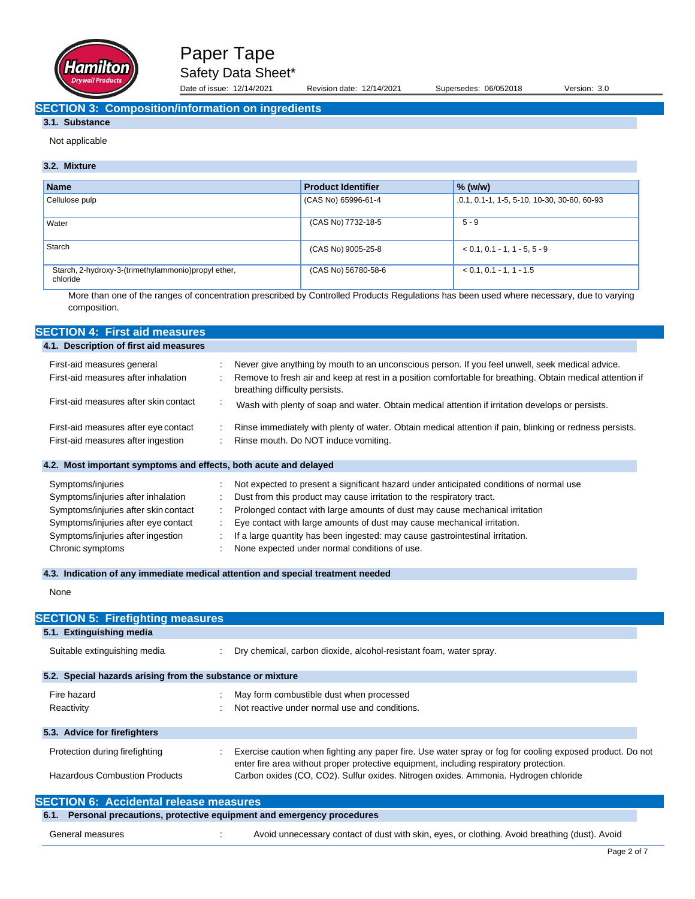## SECTION 3: Composition/information on ingredients

### 3.1. Substance

Not applicable

### 3.2. Mixture

| Name | Product Identifier | % (w/w) |
|---|---|---|
| Cellulose pulp | (CAS No) 65996-61-4 | ,0.1, 0.1-1, 1-5, 5-10, 10-30, 30-60, 60-93 |
| Water | (CAS No) 7732-18-5 | 5 - 9 |
| Starch | (CAS No) 9005-25-8 | < 0.1, 0.1 - 1, 1 - 5, 5 - 9 |
| Starch, 2-hydroxy-3-(trimethylammonio)propyl ether, chloride | (CAS No) 56780-58-6 | < 0.1, 0.1 - 1, 1 - 1.5 |

More than one of the ranges of concentration prescribed by Controlled Products Regulations has been used where necessary, due to varying composition.

## SECTION 4: First aid measures

### 4.1. Description of first aid measures

First-aid measures general : Never give anything by mouth to an unconscious person. If you feel unwell, seek medical advice.

First-aid measures after inhalation : Remove to fresh air and keep at rest in a position comfortable for breathing. Obtain medical attention if breathing difficulty persists.

First-aid measures after skin contact : Wash with plenty of soap and water. Obtain medical attention if irritation develops or persists.

First-aid measures after eye contact : Rinse immediately with plenty of water. Obtain medical attention if pain, blinking or redness persists.

First-aid measures after ingestion : Rinse mouth. Do NOT induce vomiting.

### 4.2. Most important symptoms and effects, both acute and delayed

Symptoms/injuries : Not expected to present a significant hazard under anticipated conditions of normal use

Symptoms/injuries after inhalation : Dust from this product may cause irritation to the respiratory tract.

Symptoms/injuries after skin contact : Prolonged contact with large amounts of dust may cause mechanical irritation

Symptoms/injuries after eye contact : Eye contact with large amounts of dust may cause mechanical irritation.

Symptoms/injuries after ingestion : If a large quantity has been ingested: may cause gastrointestinal irritation.

Chronic symptoms : None expected under normal conditions of use.

### 4.3. Indication of any immediate medical attention and special treatment needed

None

## SECTION 5: Firefighting measures

### 5.1. Extinguishing media

Suitable extinguishing media : Dry chemical, carbon dioxide, alcohol-resistant foam, water spray.

### 5.2. Special hazards arising from the substance or mixture

Fire hazard : May form combustible dust when processed

Reactivity : Not reactive under normal use and conditions.

### 5.3. Advice for firefighters

Protection during firefighting : Exercise caution when fighting any paper fire. Use water spray or fog for cooling exposed product. Do not enter fire area without proper protective equipment, including respiratory protection.

Hazardous Combustion Products : Carbon oxides (CO, $CO_2$). Sulfur oxides. Nitrogen oxides. Ammonia. Hydrogen chloride

## SECTION 6: Accidental release measures

### 6.1. Personal precautions, protective equipment and emergency procedures

General measures : Avoid unnecessary contact of dust with skin, eyes, or clothing. Avoid breathing (dust). Avoid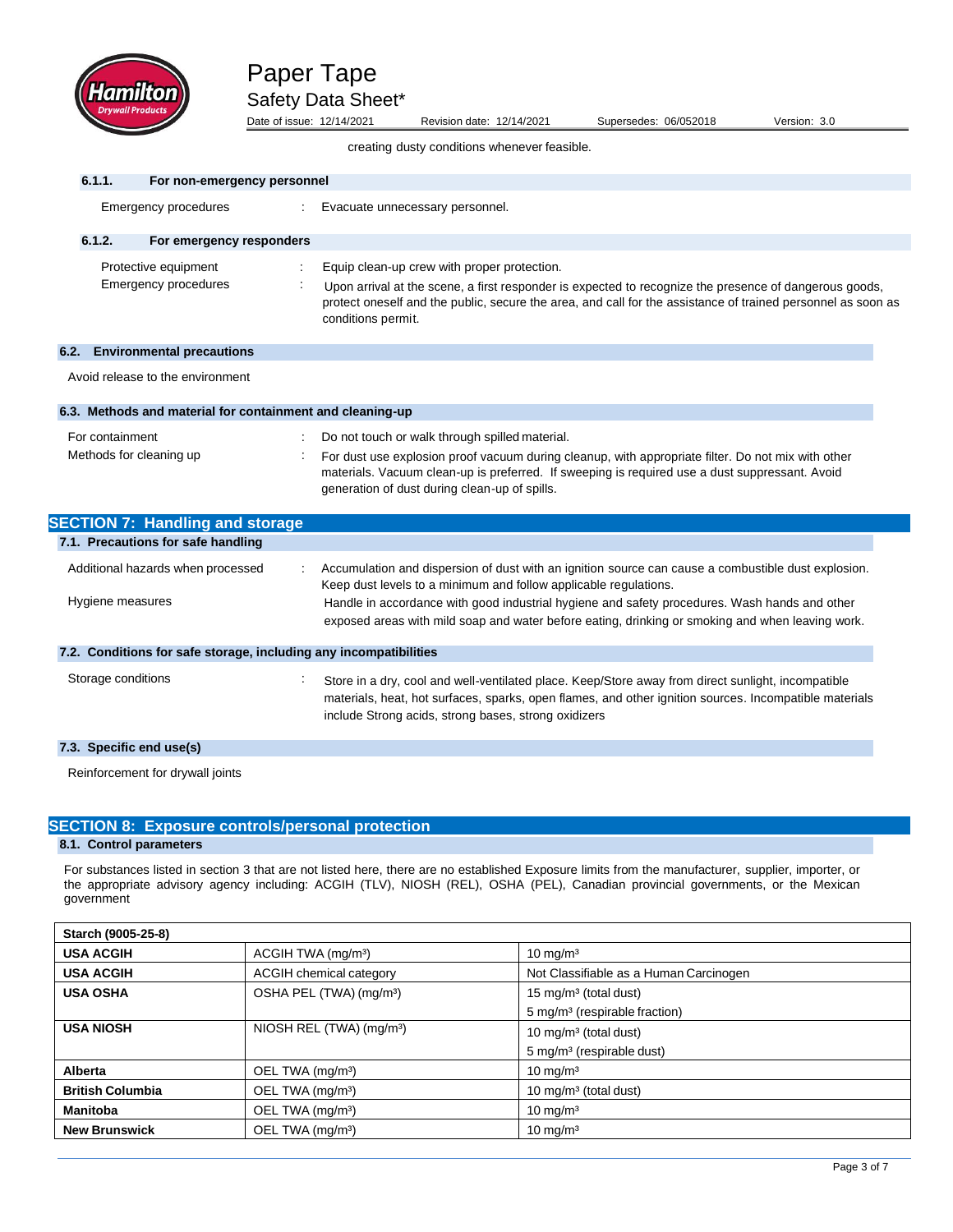creating dusty conditions whenever feasible.

#### 6.1.1. For non-emergency personnel

Emergency procedures : Evacuate unnecessary personnel.

#### 6.1.2. For emergency responders

Protective equipment : Equip clean-up crew with proper protection.

Emergency procedures : Upon arrival at the scene, a first responder is expected to recognize the presence of dangerous goods, protect oneself and the public, secure the area, and call for the assistance of trained personnel as soon as conditions permit.

### 6.2. Environmental precautions

Avoid release to the environment

### 6.3. Methods and material for containment and cleaning-up

For containment : Do not touch or walk through spilled material.

Methods for cleaning up : For dust use explosion proof vacuum during cleanup, with appropriate filter. Do not mix with other materials. Vacuum clean-up is preferred. If sweeping is required use a dust suppressant. Avoid generation of dust during clean-up of spills.

## SECTION 7: Handling and storage

### 7.1. Precautions for safe handling

Additional hazards when processed : Accumulation and dispersion of dust with an ignition source can cause a combustible dust explosion. Keep dust levels to a minimum and follow applicable regulations.

Hygiene measures Handle in accordance with good industrial hygiene and safety procedures. Wash hands and other exposed areas with mild soap and water before eating, drinking or smoking and when leaving work.

### 7.2. Conditions for safe storage, including any incompatibilities

Storage conditions : Store in a dry, cool and well-ventilated place. Keep/Store away from direct sunlight, incompatible materials, heat, hot surfaces, sparks, open flames, and other ignition sources. Incompatible materials include Strong acids, strong bases, strong oxidizers

### 7.3. Specific end use(s)

Reinforcement for drywall joints

## SECTION 8: Exposure controls/personal protection

### 8.1. Control parameters

For substances listed in section 3 that are not listed here, there are no established Exposure limits from the manufacturer, supplier, importer, or the appropriate advisory agency including: ACGIH (TLV), NIOSH (REL), OSHA (PEL), Canadian provincial governments, or the Mexican government

| Starch (9005-25-8) | | |
|---|---|---|
| **USA ACGIH** | ACGIH TWA (mg/m³) | 10 mg/m³ |
| **USA ACGIH** | ACGIH chemical category | Not Classifiable as a Human Carcinogen |
| **USA OSHA** | OSHA PEL (TWA) (mg/m³) | 15 mg/m³ (total dust)<br>5 mg/m³ (respirable fraction) |
| **USA NIOSH** | NIOSH REL (TWA) (mg/m³) | 10 mg/m³ (total dust)<br>5 mg/m³ (respirable dust) |
| **Alberta** | OEL TWA (mg/m³) | 10 mg/m³ |
| **British Columbia** | OEL TWA (mg/m³) | 10 mg/m³ (total dust) |
| **Manitoba** | OEL TWA (mg/m³) | 10 mg/m³ |
| **New Brunswick** | OEL TWA (mg/m³) | 10 mg/m³ |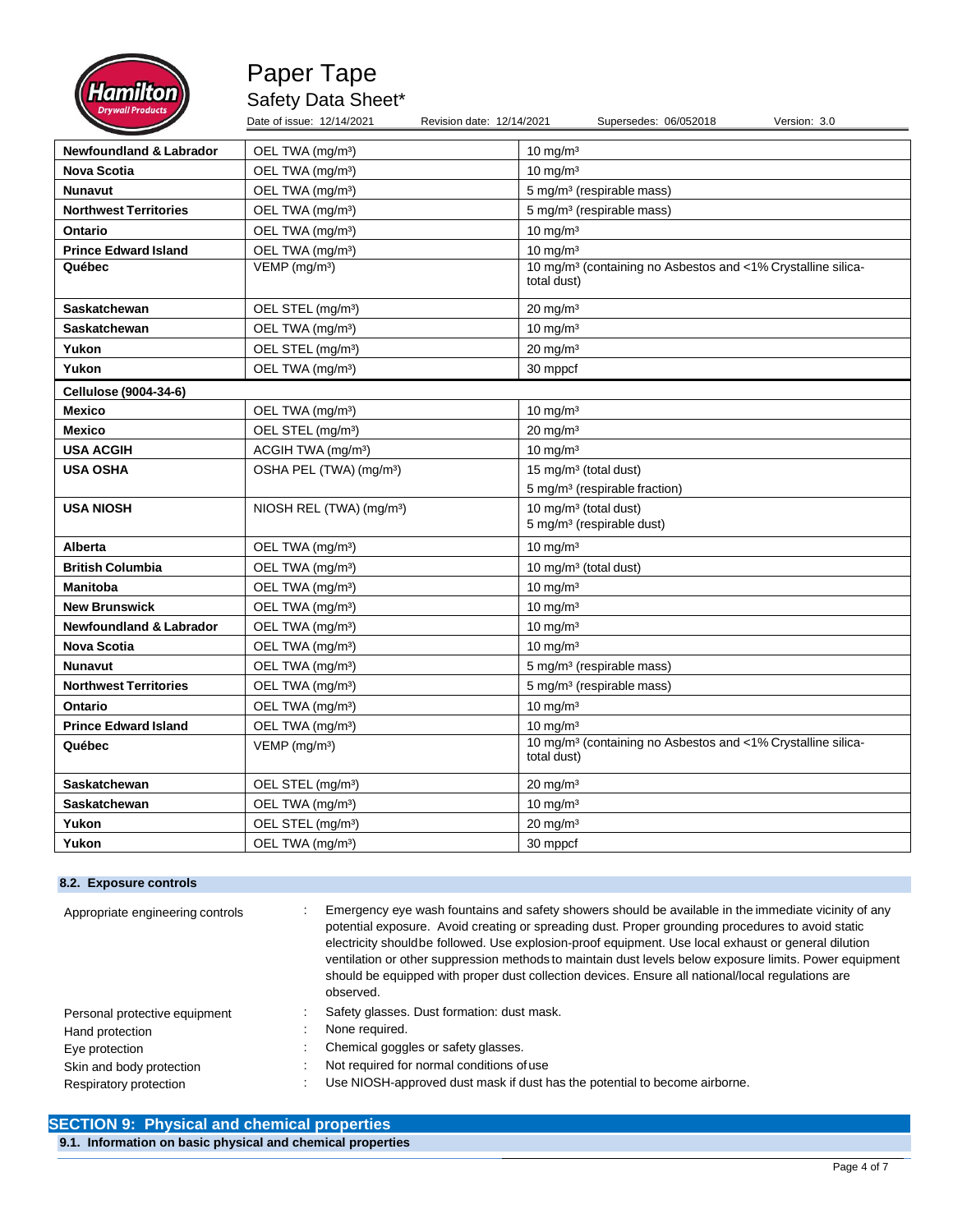| | | |
|---|---|---|
| **Newfoundland & Labrador** | OEL TWA (mg/m³) | 10 mg/m³ |
| **Nova Scotia** | OEL TWA (mg/m³) | 10 mg/m³ |
| **Nunavut** | OEL TWA (mg/m³) | 5 mg/m³ (respirable mass) |
| **Northwest Territories** | OEL TWA (mg/m³) | 5 mg/m³ (respirable mass) |
| **Ontario** | OEL TWA (mg/m³) | 10 mg/m³ |
| **Prince Edward Island** | OEL TWA (mg/m³) | 10 mg/m³ |
| **Québec** | VEMP (mg/m³) | 10 mg/m³ (containing no Asbestos and <1% Crystalline silica-total dust) |
| **Saskatchewan** | OEL STEL (mg/m³) | 20 mg/m³ |
| **Saskatchewan** | OEL TWA (mg/m³) | 10 mg/m³ |
| **Yukon** | OEL STEL (mg/m³) | 20 mg/m³ |
| **Yukon** | OEL TWA (mg/m³) | 30 mppcf |
| **Cellulose (9004-34-6)** | | |
| **Mexico** | OEL TWA (mg/m³) | 10 mg/m³ |
| **Mexico** | OEL STEL (mg/m³) | 20 mg/m³ |
| **USA ACGIH** | ACGIH TWA (mg/m³) | 10 mg/m³ |
| **USA OSHA** | OSHA PEL (TWA) (mg/m³) | 15 mg/m³ (total dust)<br>5 mg/m³ (respirable fraction) |
| **USA NIOSH** | NIOSH REL (TWA) (mg/m³) | 10 mg/m³ (total dust)<br>5 mg/m³ (respirable dust) |
| **Alberta** | OEL TWA (mg/m³) | 10 mg/m³ |
| **British Columbia** | OEL TWA (mg/m³) | 10 mg/m³ (total dust) |
| **Manitoba** | OEL TWA (mg/m³) | 10 mg/m³ |
| **New Brunswick** | OEL TWA (mg/m³) | 10 mg/m³ |
| **Newfoundland & Labrador** | OEL TWA (mg/m³) | 10 mg/m³ |
| **Nova Scotia** | OEL TWA (mg/m³) | 10 mg/m³ |
| **Nunavut** | OEL TWA (mg/m³) | 5 mg/m³ (respirable mass) |
| **Northwest Territories** | OEL TWA (mg/m³) | 5 mg/m³ (respirable mass) |
| **Ontario** | OEL TWA (mg/m³) | 10 mg/m³ |
| **Prince Edward Island** | OEL TWA (mg/m³) | 10 mg/m³ |
| **Québec** | VEMP (mg/m³) | 10 mg/m³ (containing no Asbestos and <1% Crystalline silica-total dust) |
| **Saskatchewan** | OEL STEL (mg/m³) | 20 mg/m³ |
| **Saskatchewan** | OEL TWA (mg/m³) | 10 mg/m³ |
| **Yukon** | OEL STEL (mg/m³) | 20 mg/m³ |
| **Yukon** | OEL TWA (mg/m³) | 30 mppcf |

### 8.2. Exposure controls

Appropriate engineering controls : Emergency eye wash fountains and safety showers should be available in the immediate vicinity of any potential exposure. Avoid creating or spreading dust. Proper grounding procedures to avoid static electricity should be followed. Use explosion-proof equipment. Use local exhaust or general dilution ventilation or other suppression methods to maintain dust levels below exposure limits. Power equipment should be equipped with proper dust collection devices. Ensure all national/local regulations are observed.

Personal protective equipment : Safety glasses. Dust formation: dust mask.

Hand protection : None required.

Eye protection : Chemical goggles or safety glasses.

Skin and body protection : Not required for normal conditions of use

Respiratory protection : Use NIOSH-approved dust mask if dust has the potential to become airborne.

## SECTION 9: Physical and chemical properties

### 9.1. Information on basic physical and chemical properties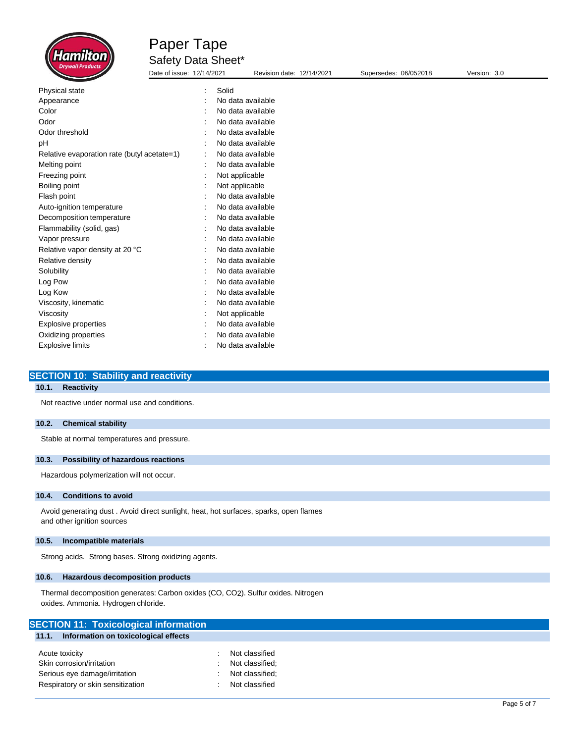| | | |
|---|---|---|
| Physical state | : | Solid |
| Appearance | : | No data available |
| Color | : | No data available |
| Odor | : | No data available |
| Odor threshold | : | No data available |
| pH | : | No data available |
| Relative evaporation rate (butyl acetate=1) | : | No data available |
| Melting point | : | No data available |
| Freezing point | : | Not applicable |
| Boiling point | : | Not applicable |
| Flash point | : | No data available |
| Auto-ignition temperature | : | No data available |
| Decomposition temperature | : | No data available |
| Flammability (solid, gas) | : | No data available |
| Vapor pressure | : | No data available |
| Relative vapor density at 20 °C | : | No data available |
| Relative density | : | No data available |
| Solubility | : | No data available |
| Log Pow | : | No data available |
| Log Kow | : | No data available |
| Viscosity, kinematic | : | No data available |
| Viscosity | : | Not applicable |
| Explosive properties | : | No data available |
| Oxidizing properties | : | No data available |
| Explosive limits | : | No data available |

## SECTION 10: Stability and reactivity

### 10.1. Reactivity

Not reactive under normal use and conditions.

### 10.2. Chemical stability

Stable at normal temperatures and pressure.

### 10.3. Possibility of hazardous reactions

Hazardous polymerization will not occur.

### 10.4. Conditions to avoid

Avoid generating dust . Avoid direct sunlight, heat, hot surfaces, sparks, open flames and other ignition sources

### 10.5. Incompatible materials

Strong acids. Strong bases. Strong oxidizing agents.

### 10.6. Hazardous decomposition products

Thermal decomposition generates: Carbon oxides (CO, $CO_2$). Sulfur oxides. Nitrogen oxides. Ammonia. Hydrogen chloride.

## SECTION 11: Toxicological information

### 11.1. Information on toxicological effects

| | | |
|---|---|---|
| Acute toxicity | : | Not classified |
| Skin corrosion/irritation | : | Not classified; |
| Serious eye damage/irritation | : | Not classified; |
| Respiratory or skin sensitization | : | Not classified |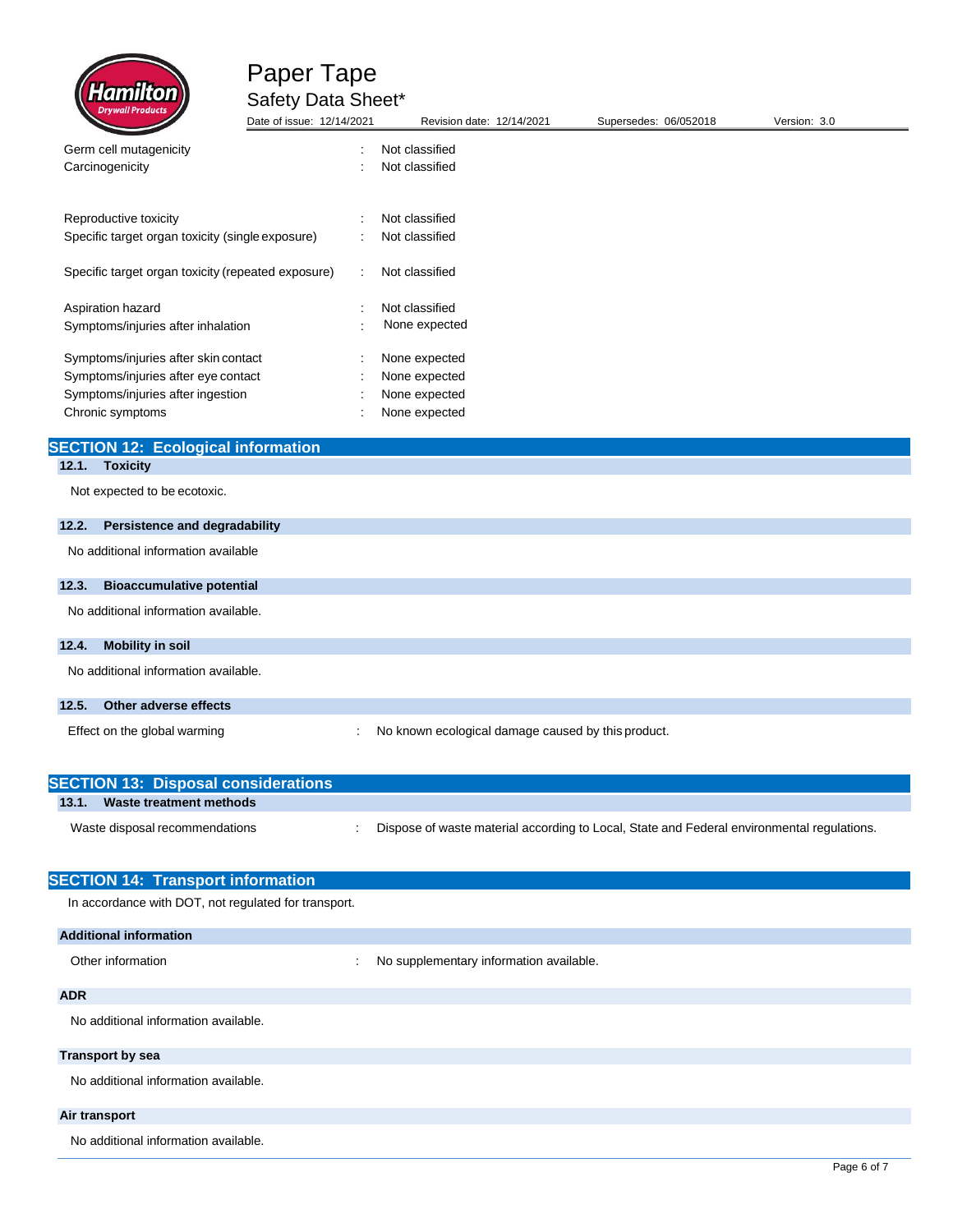Germ cell mutagenicity : Not classified

Carcinogenicity : Not classified

Reproductive toxicity : Not classified

Specific target organ toxicity (single exposure) : Not classified

Specific target organ toxicity (repeated exposure) : Not classified

Aspiration hazard : Not classified

Symptoms/injuries after inhalation : None expected

Symptoms/injuries after skin contact : None expected

Symptoms/injuries after eye contact : None expected

Symptoms/injuries after ingestion : None expected

Chronic symptoms : None expected

## SECTION 12: Ecological information

### 12.1. Toxicity

Not expected to be ecotoxic.

### 12.2. Persistence and degradability

No additional information available

### 12.3. Bioaccumulative potential

No additional information available.

### 12.4. Mobility in soil

No additional information available.

### 12.5. Other adverse effects

Effect on the global warming : No known ecological damage caused by this product.

## SECTION 13: Disposal considerations

### 13.1. Waste treatment methods

Waste disposal recommendations : Dispose of waste material according to Local, State and Federal environmental regulations.

## SECTION 14: Transport information

In accordance with DOT, not regulated for transport.

### Additional information

Other information : No supplementary information available.

### ADR

No additional information available.

### Transport by sea

No additional information available.

### Air transport

No additional information available.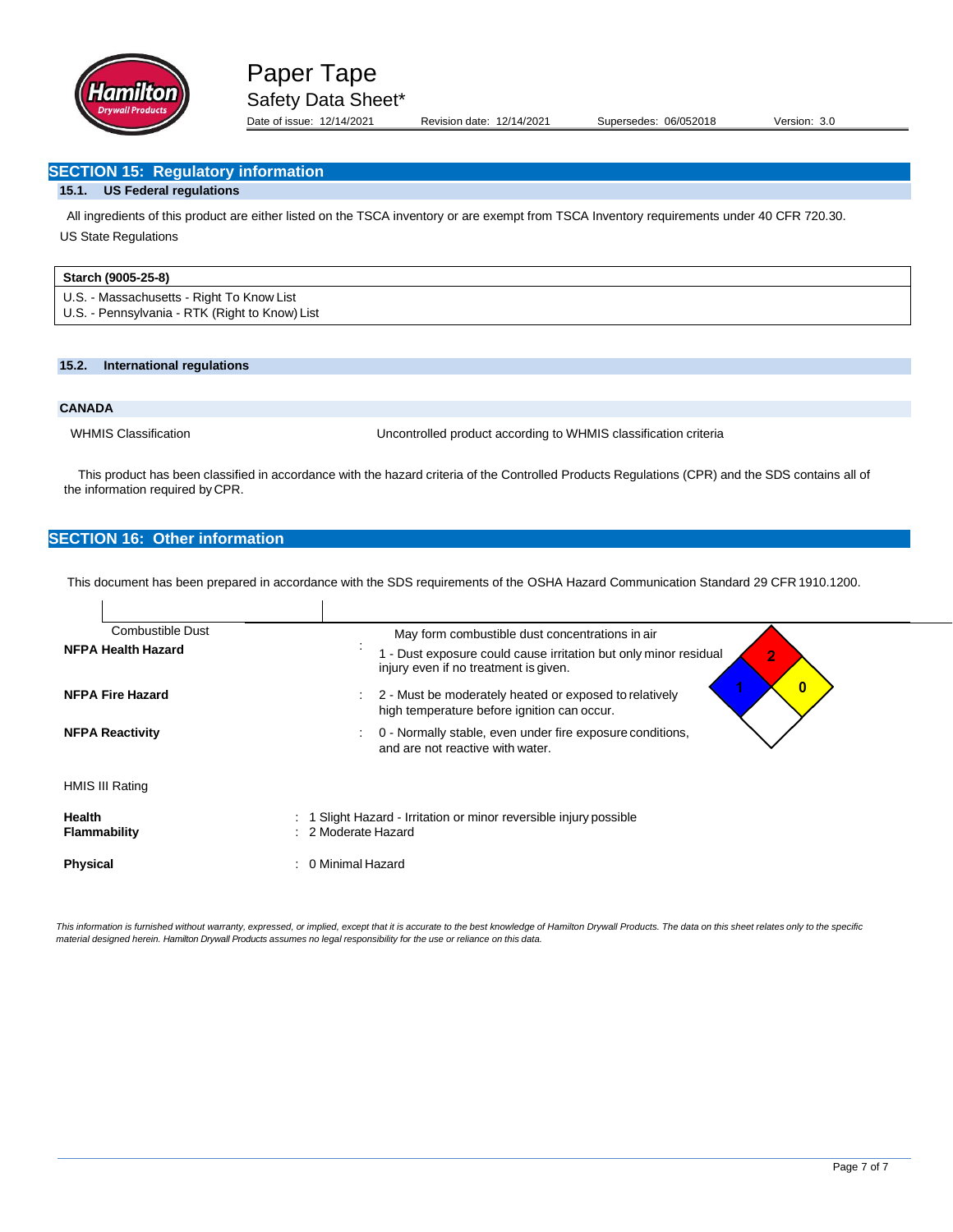## SECTION 15: Regulatory information

### 15.1. US Federal regulations

All ingredients of this product are either listed on the TSCA inventory or are exempt from TSCA Inventory requirements under 40 CFR 720.30.

US State Regulations

| Starch (9005-25-8) |
|---|
| U.S. - Massachusetts - Right To Know List<br>U.S. - Pennsylvania - RTK (Right to Know) List |

### 15.2. International regulations

**CANADA**

WHMIS Classification Uncontrolled product according to WHMIS classification criteria

This product has been classified in accordance with the hazard criteria of the Controlled Products Regulations (CPR) and the SDS contains all of the information required by CPR.

## SECTION 16: Other information

This document has been prepared in accordance with the SDS requirements of the OSHA Hazard Communication Standard 29 CFR 1910.1200.

| | | |
|---|---|---|
| Combustible Dust | | May form combustible dust concentrations in air |
| **NFPA Health Hazard** | : | 1 - Dust exposure could cause irritation but only minor residual injury even if no treatment is given. |
| **NFPA Fire Hazard** | : | 2 - Must be moderately heated or exposed to relatively high temperature before ignition can occur. |
| **NFPA Reactivity** | : | 0 - Normally stable, even under fire exposure conditions, and are not reactive with water. |

2
1
0

HMIS III Rating

| | | |
|---|---|---|
| **Health** | : | 1 Slight Hazard - Irritation or minor reversible injury possible |
| **Flammability** | : | 2 Moderate Hazard |
| **Physical** | : | 0 Minimal Hazard |

*This information is furnished without warranty, expressed, or implied, except that it is accurate to the best knowledge of Hamilton Drywall Products. The data on this sheet relates only to the specific material designed herein. Hamilton Drywall Products assumes no legal responsibility for the use or reliance on this data.*